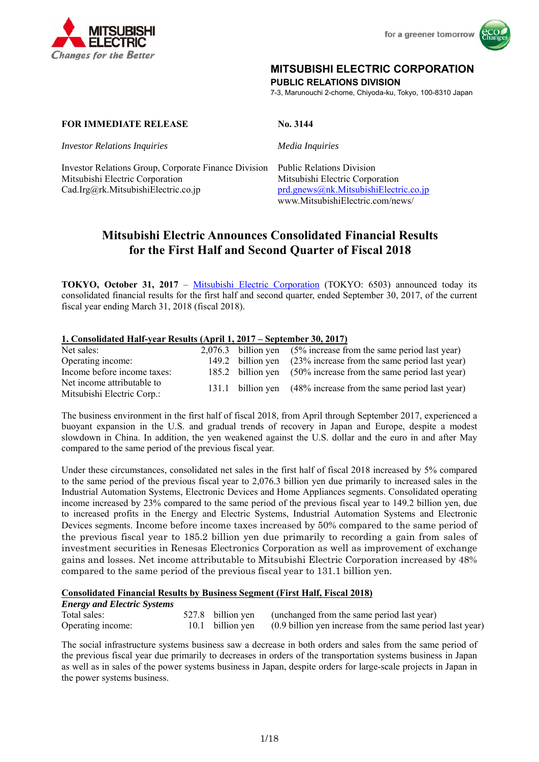MITSUBISHI ELECTRIC
Changes for the Better

for a greener tomorrow

**MITSUBISHI ELECTRIC CORPORATION**
**PUBLIC RELATIONS DIVISION**
7-3, Marunouchi 2-chome, Chiyoda-ku, Tokyo, 100-8310 Japan

**FOR IMMEDIATE RELEASE** **No. 3144**

*Investor Relations Inquiries*

Investor Relations Group, Corporate Finance Division
Mitsubishi Electric Corporation
Cad.Irg@rk.MitsubishiElectric.co.jp

*Media Inquiries*

Public Relations Division
Mitsubishi Electric Corporation
prd.gnews@nk.MitsubishiElectric.co.jp
www.MitsubishiElectric.com/news/

# Mitsubishi Electric Announces Consolidated Financial Results for the First Half and Second Quarter of Fiscal 2018

**TOKYO, October 31, 2017** – Mitsubishi Electric Corporation (TOKYO: 6503) announced today its consolidated financial results for the first half and second quarter, ended September 30, 2017, of the current fiscal year ending March 31, 2018 (fiscal 2018).

## 1. Consolidated Half-year Results (April 1, 2017 – September 30, 2017)

| | | | |
|---|---|---|---|
| Net sales: | 2,076.3 | billion yen | (5% increase from the same period last year) |
| Operating income: | 149.2 | billion yen | (23% increase from the same period last year) |
| Income before income taxes: | 185.2 | billion yen | (50% increase from the same period last year) |
| Net income attributable to Mitsubishi Electric Corp.: | 131.1 | billion yen | (48% increase from the same period last year) |

The business environment in the first half of fiscal 2018, from April through September 2017, experienced a buoyant expansion in the U.S. and gradual trends of recovery in Japan and Europe, despite a modest slowdown in China. In addition, the yen weakened against the U.S. dollar and the euro in and after May compared to the same period of the previous fiscal year.

Under these circumstances, consolidated net sales in the first half of fiscal 2018 increased by 5% compared to the same period of the previous fiscal year to 2,076.3 billion yen due primarily to increased sales in the Industrial Automation Systems, Electronic Devices and Home Appliances segments. Consolidated operating income increased by 23% compared to the same period of the previous fiscal year to 149.2 billion yen, due to increased profits in the Energy and Electric Systems, Industrial Automation Systems and Electronic Devices segments. Income before income taxes increased by 50% compared to the same period of the previous fiscal year to 185.2 billion yen due primarily to recording a gain from sales of investment securities in Renesas Electronics Corporation as well as improvement of exchange gains and losses. Net income attributable to Mitsubishi Electric Corporation increased by 48% compared to the same period of the previous fiscal year to 131.1 billion yen.

### Consolidated Financial Results by Business Segment (First Half, Fiscal 2018)

***Energy and Electric Systems***

| | | | |
|---|---|---|---|
| Total sales: | 527.8 | billion yen | (unchanged from the same period last year) |
| Operating income: | 10.1 | billion yen | (0.9 billion yen increase from the same period last year) |

The social infrastructure systems business saw a decrease in both orders and sales from the same period of the previous fiscal year due primarily to decreases in orders of the transportation systems business in Japan as well as in sales of the power systems business in Japan, despite orders for large-scale projects in Japan in the power systems business.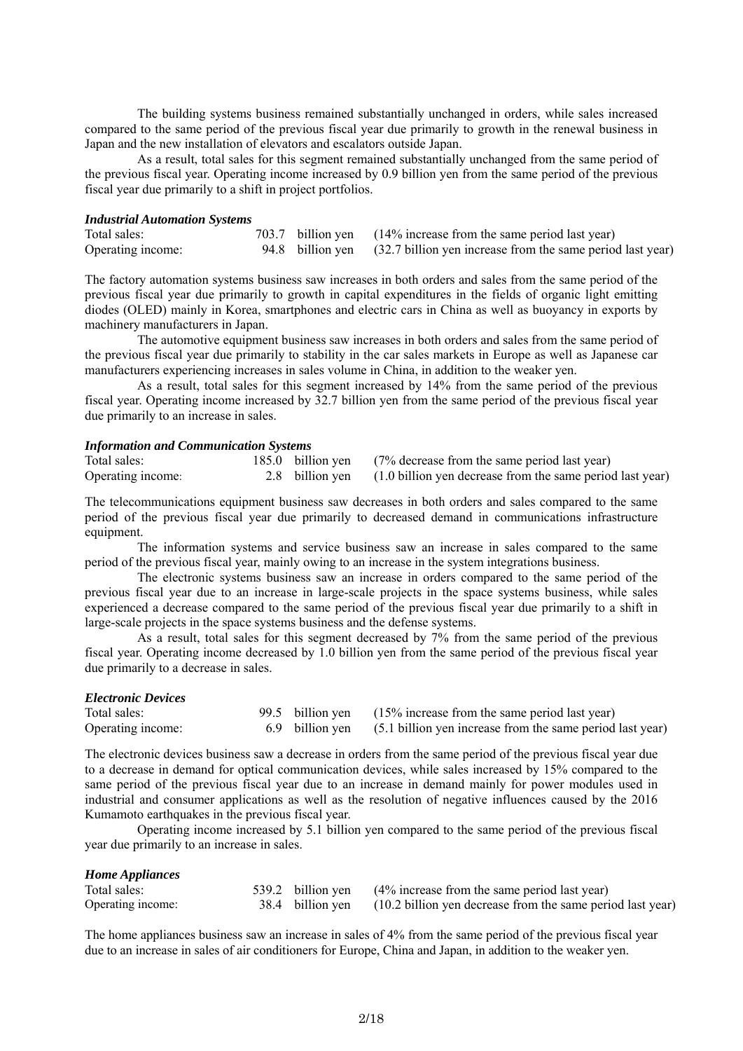The building systems business remained substantially unchanged in orders, while sales increased compared to the same period of the previous fiscal year due primarily to growth in the renewal business in Japan and the new installation of elevators and escalators outside Japan.

As a result, total sales for this segment remained substantially unchanged from the same period of the previous fiscal year. Operating income increased by 0.9 billion yen from the same period of the previous fiscal year due primarily to a shift in project portfolios.

***Industrial Automation Systems***

| | | |
|---|---|---|
| Total sales: | 703.7 billion yen | (14% increase from the same period last year) |
| Operating income: | 94.8 billion yen | (32.7 billion yen increase from the same period last year) |

The factory automation systems business saw increases in both orders and sales from the same period of the previous fiscal year due primarily to growth in capital expenditures in the fields of organic light emitting diodes (OLED) mainly in Korea, smartphones and electric cars in China as well as buoyancy in exports by machinery manufacturers in Japan.

The automotive equipment business saw increases in both orders and sales from the same period of the previous fiscal year due primarily to stability in the car sales markets in Europe as well as Japanese car manufacturers experiencing increases in sales volume in China, in addition to the weaker yen.

As a result, total sales for this segment increased by 14% from the same period of the previous fiscal year. Operating income increased by 32.7 billion yen from the same period of the previous fiscal year due primarily to an increase in sales.

***Information and Communication Systems***

| | | |
|---|---|---|
| Total sales: | 185.0 billion yen | (7% decrease from the same period last year) |
| Operating income: | 2.8 billion yen | (1.0 billion yen decrease from the same period last year) |

The telecommunications equipment business saw decreases in both orders and sales compared to the same period of the previous fiscal year due primarily to decreased demand in communications infrastructure equipment.

The information systems and service business saw an increase in sales compared to the same period of the previous fiscal year, mainly owing to an increase in the system integrations business.

The electronic systems business saw an increase in orders compared to the same period of the previous fiscal year due to an increase in large-scale projects in the space systems business, while sales experienced a decrease compared to the same period of the previous fiscal year due primarily to a shift in large-scale projects in the space systems business and the defense systems.

As a result, total sales for this segment decreased by 7% from the same period of the previous fiscal year. Operating income decreased by 1.0 billion yen from the same period of the previous fiscal year due primarily to a decrease in sales.

***Electronic Devices***

| | | |
|---|---|---|
| Total sales: | 99.5 billion yen | (15% increase from the same period last year) |
| Operating income: | 6.9 billion yen | (5.1 billion yen increase from the same period last year) |

The electronic devices business saw a decrease in orders from the same period of the previous fiscal year due to a decrease in demand for optical communication devices, while sales increased by 15% compared to the same period of the previous fiscal year due to an increase in demand mainly for power modules used in industrial and consumer applications as well as the resolution of negative influences caused by the 2016 Kumamoto earthquakes in the previous fiscal year.

Operating income increased by 5.1 billion yen compared to the same period of the previous fiscal year due primarily to an increase in sales.

***Home Appliances***

| | | |
|---|---|---|
| Total sales: | 539.2 billion yen | (4% increase from the same period last year) |
| Operating income: | 38.4 billion yen | (10.2 billion yen decrease from the same period last year) |

The home appliances business saw an increase in sales of 4% from the same period of the previous fiscal year due to an increase in sales of air conditioners for Europe, China and Japan, in addition to the weaker yen.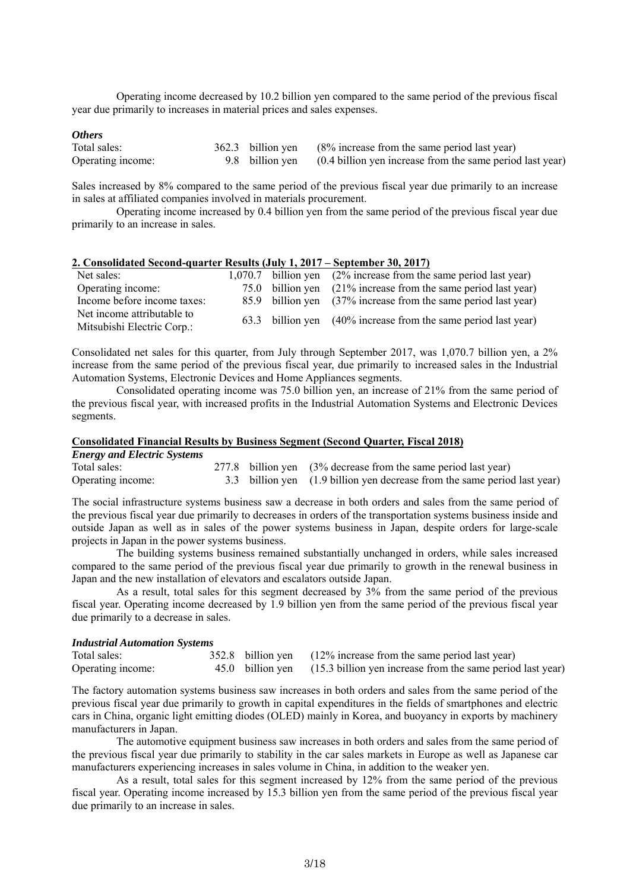Operating income decreased by 10.2 billion yen compared to the same period of the previous fiscal year due primarily to increases in material prices and sales expenses.

***Others***

| | | |
|---|---|---|
| Total sales: | 362.3 billion yen | (8% increase from the same period last year) |
| Operating income: | 9.8 billion yen | (0.4 billion yen increase from the same period last year) |

Sales increased by 8% compared to the same period of the previous fiscal year due primarily to an increase in sales at affiliated companies involved in materials procurement.

Operating income increased by 0.4 billion yen from the same period of the previous fiscal year due primarily to an increase in sales.

## 2. Consolidated Second-quarter Results (July 1, 2017 – September 30, 2017)

| | | |
|---|---|---|
| Net sales: | 1,070.7 billion yen | (2% increase from the same period last year) |
| Operating income: | 75.0 billion yen | (21% increase from the same period last year) |
| Income before income taxes: | 85.9 billion yen | (37% increase from the same period last year) |
| Net income attributable to Mitsubishi Electric Corp.: | 63.3 billion yen | (40% increase from the same period last year) |

Consolidated net sales for this quarter, from July through September 2017, was 1,070.7 billion yen, a 2% increase from the same period of the previous fiscal year, due primarily to increased sales in the Industrial Automation Systems, Electronic Devices and Home Appliances segments.

Consolidated operating income was 75.0 billion yen, an increase of 21% from the same period of the previous fiscal year, with increased profits in the Industrial Automation Systems and Electronic Devices segments.

### Consolidated Financial Results by Business Segment (Second Quarter, Fiscal 2018)

***Energy and Electric Systems***

| | | |
|---|---|---|
| Total sales: | 277.8 billion yen | (3% decrease from the same period last year) |
| Operating income: | 3.3 billion yen | (1.9 billion yen decrease from the same period last year) |

The social infrastructure systems business saw a decrease in both orders and sales from the same period of the previous fiscal year due primarily to decreases in orders of the transportation systems business inside and outside Japan as well as in sales of the power systems business in Japan, despite orders for large-scale projects in Japan in the power systems business.

The building systems business remained substantially unchanged in orders, while sales increased compared to the same period of the previous fiscal year due primarily to growth in the renewal business in Japan and the new installation of elevators and escalators outside Japan.

As a result, total sales for this segment decreased by 3% from the same period of the previous fiscal year. Operating income decreased by 1.9 billion yen from the same period of the previous fiscal year due primarily to a decrease in sales.

***Industrial Automation Systems***

| | | |
|---|---|---|
| Total sales: | 352.8 billion yen | (12% increase from the same period last year) |
| Operating income: | 45.0 billion yen | (15.3 billion yen increase from the same period last year) |

The factory automation systems business saw increases in both orders and sales from the same period of the previous fiscal year due primarily to growth in capital expenditures in the fields of smartphones and electric cars in China, organic light emitting diodes (OLED) mainly in Korea, and buoyancy in exports by machinery manufacturers in Japan.

The automotive equipment business saw increases in both orders and sales from the same period of the previous fiscal year due primarily to stability in the car sales markets in Europe as well as Japanese car manufacturers experiencing increases in sales volume in China, in addition to the weaker yen.

As a result, total sales for this segment increased by 12% from the same period of the previous fiscal year. Operating income increased by 15.3 billion yen from the same period of the previous fiscal year due primarily to an increase in sales.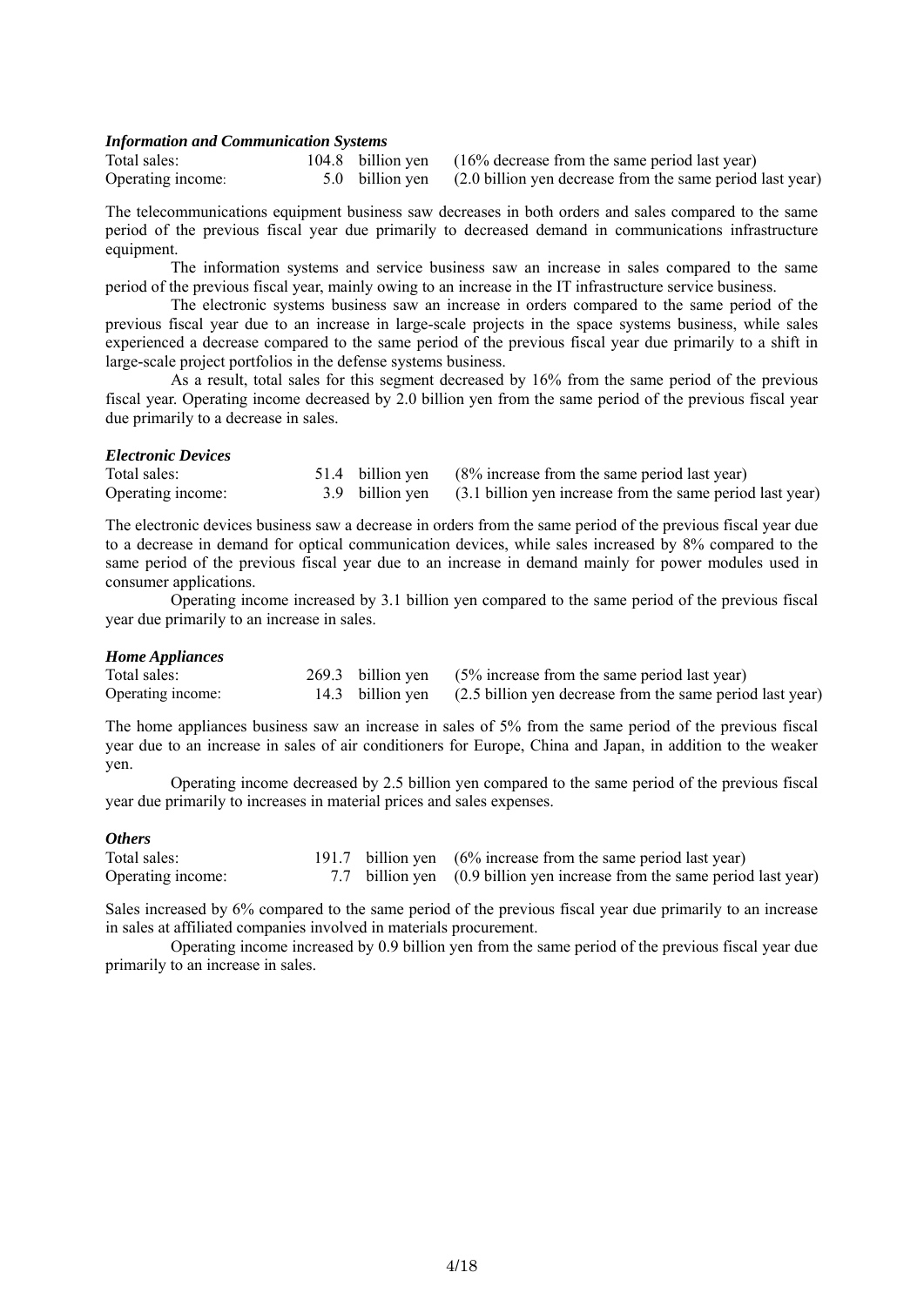***Information and Communication Systems***

| | | |
|---|---|---|
| Total sales: | 104.8 billion yen | (16% decrease from the same period last year) |
| Operating income: | 5.0 billion yen | (2.0 billion yen decrease from the same period last year) |

The telecommunications equipment business saw decreases in both orders and sales compared to the same period of the previous fiscal year due primarily to decreased demand in communications infrastructure equipment.

The information systems and service business saw an increase in sales compared to the same period of the previous fiscal year, mainly owing to an increase in the IT infrastructure service business.

The electronic systems business saw an increase in orders compared to the same period of the previous fiscal year due to an increase in large-scale projects in the space systems business, while sales experienced a decrease compared to the same period of the previous fiscal year due primarily to a shift in large-scale project portfolios in the defense systems business.

As a result, total sales for this segment decreased by 16% from the same period of the previous fiscal year. Operating income decreased by 2.0 billion yen from the same period of the previous fiscal year due primarily to a decrease in sales.

***Electronic Devices***

| | | |
|---|---|---|
| Total sales: | 51.4 billion yen | (8% increase from the same period last year) |
| Operating income: | 3.9 billion yen | (3.1 billion yen increase from the same period last year) |

The electronic devices business saw a decrease in orders from the same period of the previous fiscal year due to a decrease in demand for optical communication devices, while sales increased by 8% compared to the same period of the previous fiscal year due to an increase in demand mainly for power modules used in consumer applications.

Operating income increased by 3.1 billion yen compared to the same period of the previous fiscal year due primarily to an increase in sales.

***Home Appliances***

| | | |
|---|---|---|
| Total sales: | 269.3 billion yen | (5% increase from the same period last year) |
| Operating income: | 14.3 billion yen | (2.5 billion yen decrease from the same period last year) |

The home appliances business saw an increase in sales of 5% from the same period of the previous fiscal year due to an increase in sales of air conditioners for Europe, China and Japan, in addition to the weaker yen.

Operating income decreased by 2.5 billion yen compared to the same period of the previous fiscal year due primarily to increases in material prices and sales expenses.

***Others***

| | | |
|---|---|---|
| Total sales: | 191.7 billion yen | (6% increase from the same period last year) |
| Operating income: | 7.7 billion yen | (0.9 billion yen increase from the same period last year) |

Sales increased by 6% compared to the same period of the previous fiscal year due primarily to an increase in sales at affiliated companies involved in materials procurement.

Operating income increased by 0.9 billion yen from the same period of the previous fiscal year due primarily to an increase in sales.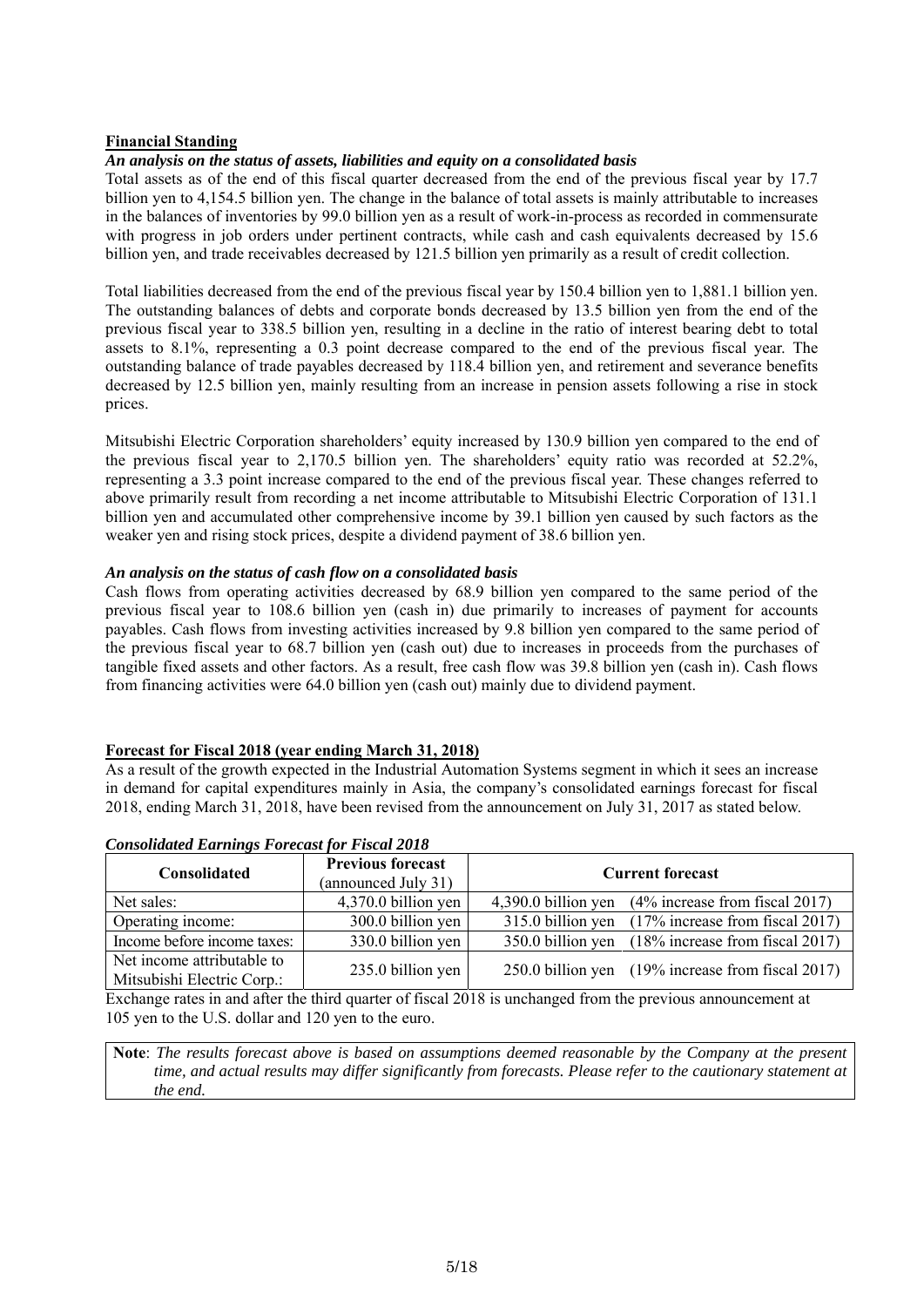## Financial Standing

***An analysis on the status of assets, liabilities and equity on a consolidated basis***

Total assets as of the end of this fiscal quarter decreased from the end of the previous fiscal year by 17.7 billion yen to 4,154.5 billion yen. The change in the balance of total assets is mainly attributable to increases in the balances of inventories by 99.0 billion yen as a result of work-in-process as recorded in commensurate with progress in job orders under pertinent contracts, while cash and cash equivalents decreased by 15.6 billion yen, and trade receivables decreased by 121.5 billion yen primarily as a result of credit collection.

Total liabilities decreased from the end of the previous fiscal year by 150.4 billion yen to 1,881.1 billion yen. The outstanding balances of debts and corporate bonds decreased by 13.5 billion yen from the end of the previous fiscal year to 338.5 billion yen, resulting in a decline in the ratio of interest bearing debt to total assets to 8.1%, representing a 0.3 point decrease compared to the end of the previous fiscal year. The outstanding balance of trade payables decreased by 118.4 billion yen, and retirement and severance benefits decreased by 12.5 billion yen, mainly resulting from an increase in pension assets following a rise in stock prices.

Mitsubishi Electric Corporation shareholders' equity increased by 130.9 billion yen compared to the end of the previous fiscal year to 2,170.5 billion yen. The shareholders' equity ratio was recorded at 52.2%, representing a 3.3 point increase compared to the end of the previous fiscal year. These changes referred to above primarily result from recording a net income attributable to Mitsubishi Electric Corporation of 131.1 billion yen and accumulated other comprehensive income by 39.1 billion yen caused by such factors as the weaker yen and rising stock prices, despite a dividend payment of 38.6 billion yen.

***An analysis on the status of cash flow on a consolidated basis***

Cash flows from operating activities decreased by 68.9 billion yen compared to the same period of the previous fiscal year to 108.6 billion yen (cash in) due primarily to increases of payment for accounts payables. Cash flows from investing activities increased by 9.8 billion yen compared to the same period of the previous fiscal year to 68.7 billion yen (cash out) due to increases in proceeds from the purchases of tangible fixed assets and other factors. As a result, free cash flow was 39.8 billion yen (cash in). Cash flows from financing activities were 64.0 billion yen (cash out) mainly due to dividend payment.

## Forecast for Fiscal 2018 (year ending March 31, 2018)

As a result of the growth expected in the Industrial Automation Systems segment in which it sees an increase in demand for capital expenditures mainly in Asia, the company's consolidated earnings forecast for fiscal 2018, ending March 31, 2018, have been revised from the announcement on July 31, 2017 as stated below.

***Consolidated Earnings Forecast for Fiscal 2018***

| Consolidated | Previous forecast (announced July 31) | Current forecast | |
|---|---|---|---|
| Net sales: | 4,370.0 billion yen | 4,390.0 billion yen | (4% increase from fiscal 2017) |
| Operating income: | 300.0 billion yen | 315.0 billion yen | (17% increase from fiscal 2017) |
| Income before income taxes: | 330.0 billion yen | 350.0 billion yen | (18% increase from fiscal 2017) |
| Net income attributable to Mitsubishi Electric Corp.: | 235.0 billion yen | 250.0 billion yen | (19% increase from fiscal 2017) |

Exchange rates in and after the third quarter of fiscal 2018 is unchanged from the previous announcement at 105 yen to the U.S. dollar and 120 yen to the euro.

**Note**: *The results forecast above is based on assumptions deemed reasonable by the Company at the present time, and actual results may differ significantly from forecasts. Please refer to the cautionary statement at the end.*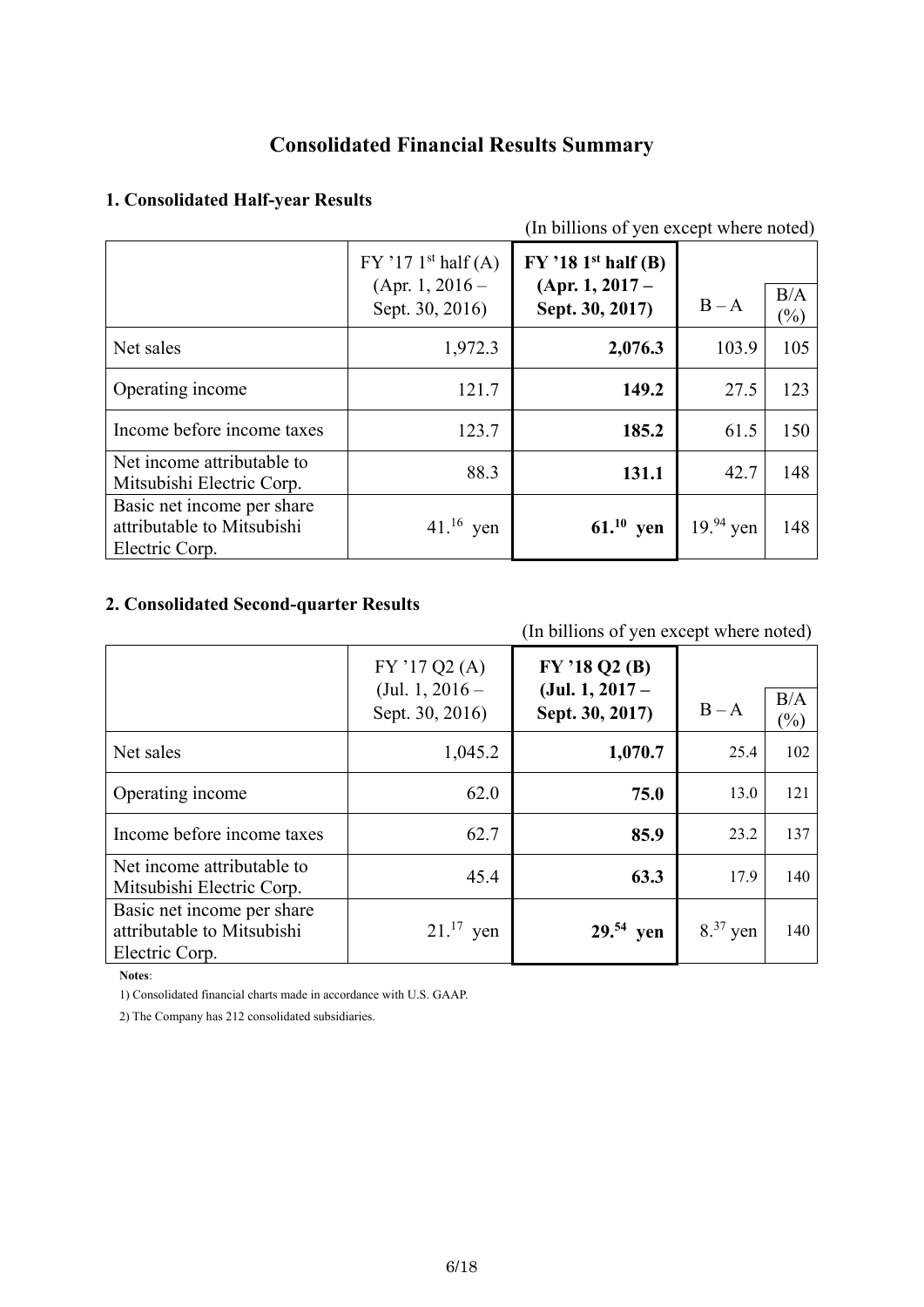# Consolidated Financial Results Summary

## 1. Consolidated Half-year Results

(In billions of yen except where noted)

| | FY '17 1st half (A) (Apr. 1, 2016 – Sept. 30, 2016) | **FY '18 1st half (B) (Apr. 1, 2017 – Sept. 30, 2017)** | B – A | B/A (%) |
|---|---|---|---|---|
| Net sales | 1,972.3 | **2,076.3** | 103.9 | 105 |
| Operating income | 121.7 | **149.2** | 27.5 | 123 |
| Income before income taxes | 123.7 | **185.2** | 61.5 | 150 |
| Net income attributable to Mitsubishi Electric Corp. | 88.3 | **131.1** | 42.7 | 148 |
| Basic net income per share attributable to Mitsubishi Electric Corp. | 41.16 yen | **61.10 yen** | 19.94 yen | 148 |

## 2. Consolidated Second-quarter Results

(In billions of yen except where noted)

| | FY '17 Q2 (A) (Jul. 1, 2016 – Sept. 30, 2016) | **FY '18 Q2 (B) (Jul. 1, 2017 – Sept. 30, 2017)** | B – A | B/A (%) |
|---|---|---|---|---|
| Net sales | 1,045.2 | **1,070.7** | 25.4 | 102 |
| Operating income | 62.0 | **75.0** | 13.0 | 121 |
| Income before income taxes | 62.7 | **85.9** | 23.2 | 137 |
| Net income attributable to Mitsubishi Electric Corp. | 45.4 | **63.3** | 17.9 | 140 |
| Basic net income per share attributable to Mitsubishi Electric Corp. | 21.17 yen | **29.54 yen** | 8.37 yen | 140 |

**Notes**:

1) Consolidated financial charts made in accordance with U.S. GAAP.

2) The Company has 212 consolidated subsidiaries.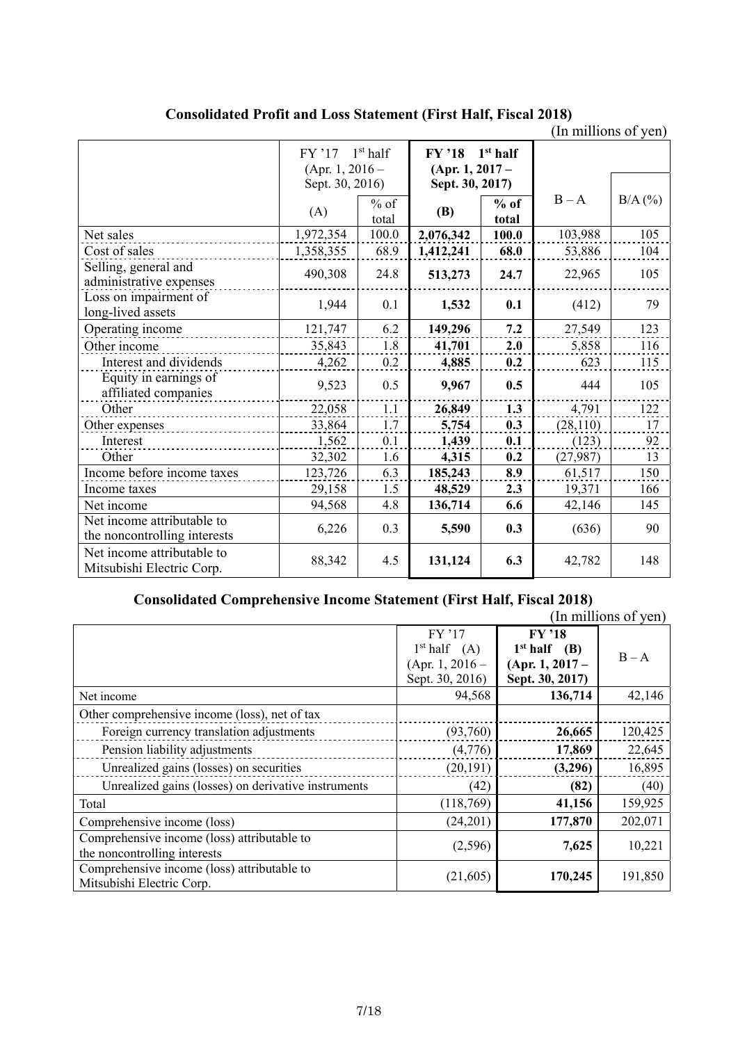## Consolidated Profit and Loss Statement (First Half, Fiscal 2018)

(In millions of yen)

| | FY '17 1st half (Apr. 1, 2016 – Sept. 30, 2016) | | **FY '18 1st half (Apr. 1, 2017 – Sept. 30, 2017)** | | B – A | B/A (%) |
|---|---|---|---|---|---|---|
| | (A) | % of total | **(B)** | **% of total** | | |
| Net sales | 1,972,354 | 100.0 | **2,076,342** | **100.0** | 103,988 | 105 |
| Cost of sales | 1,358,355 | 68.9 | **1,412,241** | **68.0** | 53,886 | 104 |
| Selling, general and administrative expenses | 490,308 | 24.8 | **513,273** | **24.7** | 22,965 | 105 |
| Loss on impairment of long-lived assets | 1,944 | 0.1 | **1,532** | **0.1** | (412) | 79 |
| Operating income | 121,747 | 6.2 | **149,296** | **7.2** | 27,549 | 123 |
| Other income | 35,843 | 1.8 | **41,701** | **2.0** | 5,858 | 116 |
| Interest and dividends | 4,262 | 0.2 | **4,885** | **0.2** | 623 | 115 |
| Equity in earnings of affiliated companies | 9,523 | 0.5 | **9,967** | **0.5** | 444 | 105 |
| Other | 22,058 | 1.1 | **26,849** | **1.3** | 4,791 | 122 |
| Other expenses | 33,864 | 1.7 | **5,754** | **0.3** | (28,110) | 17 |
| Interest | 1,562 | 0.1 | **1,439** | **0.1** | (123) | 92 |
| Other | 32,302 | 1.6 | **4,315** | **0.2** | (27,987) | 13 |
| Income before income taxes | 123,726 | 6.3 | **185,243** | **8.9** | 61,517 | 150 |
| Income taxes | 29,158 | 1.5 | **48,529** | **2.3** | 19,371 | 166 |
| Net income | 94,568 | 4.8 | **136,714** | **6.6** | 42,146 | 145 |
| Net income attributable to the noncontrolling interests | 6,226 | 0.3 | **5,590** | **0.3** | (636) | 90 |
| Net income attributable to Mitsubishi Electric Corp. | 88,342 | 4.5 | **131,124** | **6.3** | 42,782 | 148 |

## Consolidated Comprehensive Income Statement (First Half, Fiscal 2018)

(In millions of yen)

| | FY '17 1st half (A) (Apr. 1, 2016 – Sept. 30, 2016) | **FY '18 1st half (B) (Apr. 1, 2017 – Sept. 30, 2017)** | B – A |
|---|---|---|---|
| Net income | 94,568 | **136,714** | 42,146 |
| Other comprehensive income (loss), net of tax | | | |
| Foreign currency translation adjustments | (93,760) | **26,665** | 120,425 |
| Pension liability adjustments | (4,776) | **17,869** | 22,645 |
| Unrealized gains (losses) on securities | (20,191) | **(3,296)** | 16,895 |
| Unrealized gains (losses) on derivative instruments | (42) | **(82)** | (40) |
| Total | (118,769) | **41,156** | 159,925 |
| Comprehensive income (loss) | (24,201) | **177,870** | 202,071 |
| Comprehensive income (loss) attributable to the noncontrolling interests | (2,596) | **7,625** | 10,221 |
| Comprehensive income (loss) attributable to Mitsubishi Electric Corp. | (21,605) | **170,245** | 191,850 |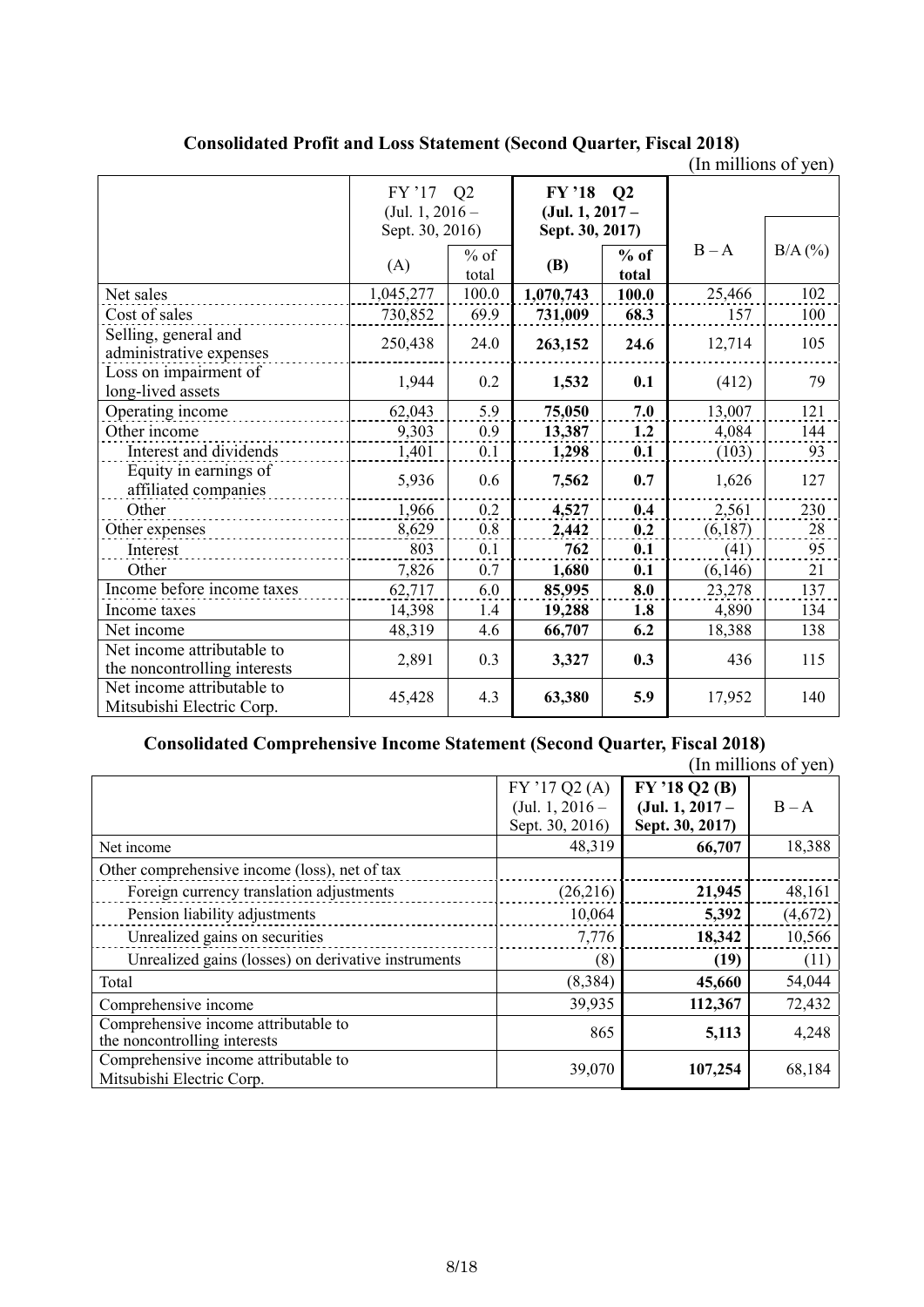**Consolidated Profit and Loss Statement (Second Quarter, Fiscal 2018)**

(In millions of yen)

| | FY '17 Q2 (Jul. 1, 2016 – Sept. 30, 2016) | | **FY '18 Q2 (Jul. 1, 2017 – Sept. 30, 2017)** | | B – A | B/A (%) |
|---|---|---|---|---|---|---|
| | (A) | % of total | **(B)** | **% of total** | | |
| Net sales | 1,045,277 | 100.0 | **1,070,743** | **100.0** | 25,466 | 102 |
| Cost of sales | 730,852 | 69.9 | **731,009** | **68.3** | 157 | 100 |
| Selling, general and administrative expenses | 250,438 | 24.0 | **263,152** | **24.6** | 12,714 | 105 |
| Loss on impairment of long-lived assets | 1,944 | 0.2 | **1,532** | **0.1** | (412) | 79 |
| Operating income | 62,043 | 5.9 | **75,050** | **7.0** | 13,007 | 121 |
| Other income | 9,303 | 0.9 | **13,387** | **1.2** | 4,084 | 144 |
| Interest and dividends | 1,401 | 0.1 | **1,298** | **0.1** | (103) | 93 |
| Equity in earnings of affiliated companies | 5,936 | 0.6 | **7,562** | **0.7** | 1,626 | 127 |
| Other | 1,966 | 0.2 | **4,527** | **0.4** | 2,561 | 230 |
| Other expenses | 8,629 | 0.8 | **2,442** | **0.2** | (6,187) | 28 |
| Interest | 803 | 0.1 | **762** | **0.1** | (41) | 95 |
| Other | 7,826 | 0.7 | **1,680** | **0.1** | (6,146) | 21 |
| Income before income taxes | 62,717 | 6.0 | **85,995** | **8.0** | 23,278 | 137 |
| Income taxes | 14,398 | 1.4 | **19,288** | **1.8** | 4,890 | 134 |
| Net income | 48,319 | 4.6 | **66,707** | **6.2** | 18,388 | 138 |
| Net income attributable to the noncontrolling interests | 2,891 | 0.3 | **3,327** | **0.3** | 436 | 115 |
| Net income attributable to Mitsubishi Electric Corp. | 45,428 | 4.3 | **63,380** | **5.9** | 17,952 | 140 |

**Consolidated Comprehensive Income Statement (Second Quarter, Fiscal 2018)**

(In millions of yen)

| | FY '17 Q2 (A) (Jul. 1, 2016 – Sept. 30, 2016) | **FY '18 Q2 (B) (Jul. 1, 2017 – Sept. 30, 2017)** | B – A |
|---|---|---|---|
| Net income | 48,319 | **66,707** | 18,388 |
| Other comprehensive income (loss), net of tax | | | |
| Foreign currency translation adjustments | (26,216) | **21,945** | 48,161 |
| Pension liability adjustments | 10,064 | **5,392** | (4,672) |
| Unrealized gains on securities | 7,776 | **18,342** | 10,566 |
| Unrealized gains (losses) on derivative instruments | (8) | **(19)** | (11) |
| Total | (8,384) | **45,660** | 54,044 |
| Comprehensive income | 39,935 | **112,367** | 72,432 |
| Comprehensive income attributable to the noncontrolling interests | 865 | **5,113** | 4,248 |
| Comprehensive income attributable to Mitsubishi Electric Corp. | 39,070 | **107,254** | 68,184 |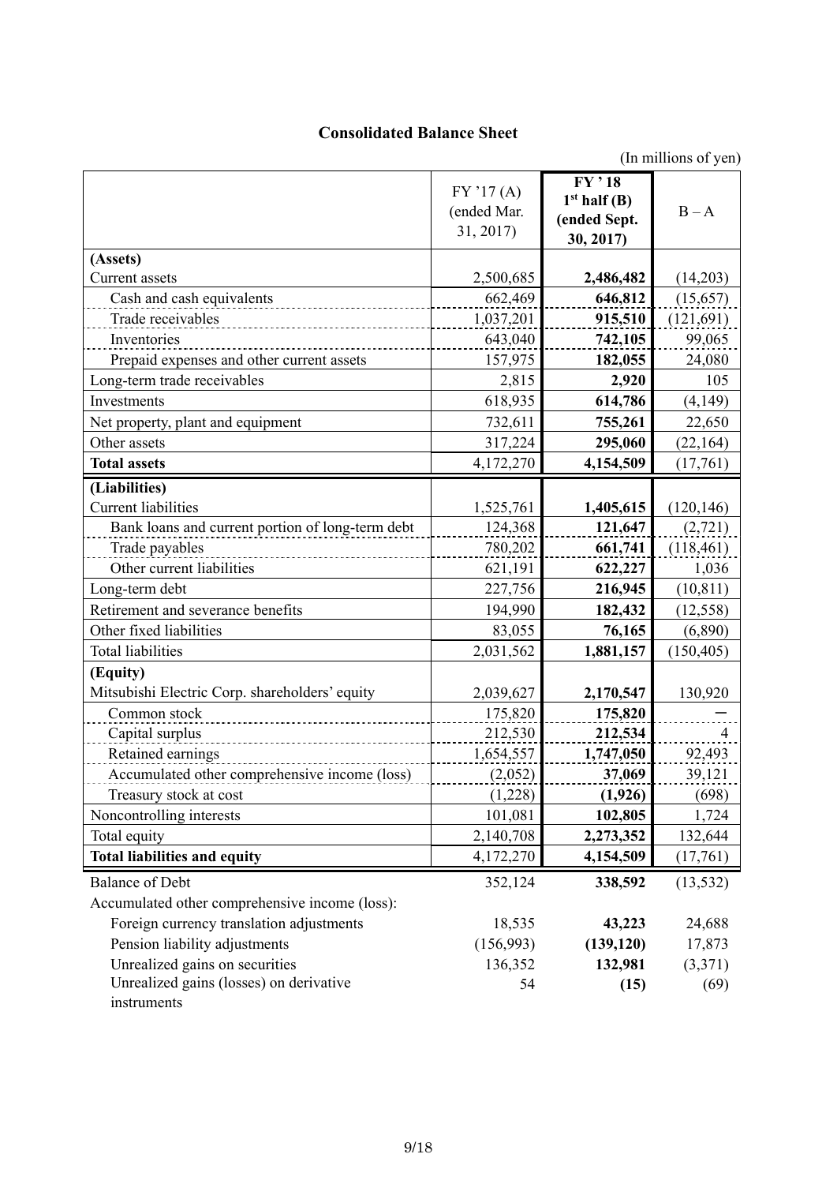## Consolidated Balance Sheet

(In millions of yen)

| | FY '17 (A) (ended Mar. 31, 2017) | **FY '18 1st half (B) (ended Sept. 30, 2017)** | B – A |
|---|---|---|---|
| **(Assets)** | | | |
| Current assets | 2,500,685 | **2,486,482** | (14,203) |
| Cash and cash equivalents | 662,469 | **646,812** | (15,657) |
| Trade receivables | 1,037,201 | **915,510** | (121,691) |
| Inventories | 643,040 | **742,105** | 99,065 |
| Prepaid expenses and other current assets | 157,975 | **182,055** | 24,080 |
| Long-term trade receivables | 2,815 | **2,920** | 105 |
| Investments | 618,935 | **614,786** | (4,149) |
| Net property, plant and equipment | 732,611 | **755,261** | 22,650 |
| Other assets | 317,224 | **295,060** | (22,164) |
| **Total assets** | 4,172,270 | **4,154,509** | (17,761) |
| **(Liabilities)** | | | |
| Current liabilities | 1,525,761 | **1,405,615** | (120,146) |
| Bank loans and current portion of long-term debt | 124,368 | **121,647** | (2,721) |
| Trade payables | 780,202 | **661,741** | (118,461) |
| Other current liabilities | 621,191 | **622,227** | 1,036 |
| Long-term debt | 227,756 | **216,945** | (10,811) |
| Retirement and severance benefits | 194,990 | **182,432** | (12,558) |
| Other fixed liabilities | 83,055 | **76,165** | (6,890) |
| Total liabilities | 2,031,562 | **1,881,157** | (150,405) |
| **(Equity)** | | | |
| Mitsubishi Electric Corp. shareholders' equity | 2,039,627 | **2,170,547** | 130,920 |
| Common stock | 175,820 | **175,820** | – |
| Capital surplus | 212,530 | **212,534** | 4 |
| Retained earnings | 1,654,557 | **1,747,050** | 92,493 |
| Accumulated other comprehensive income (loss) | (2,052) | **37,069** | 39,121 |
| Treasury stock at cost | (1,228) | **(1,926)** | (698) |
| Noncontrolling interests | 101,081 | **102,805** | 1,724 |
| Total equity | 2,140,708 | **2,273,352** | 132,644 |
| **Total liabilities and equity** | 4,172,270 | **4,154,509** | (17,761) |
| Balance of Debt | 352,124 | **338,592** | (13,532) |
| Accumulated other comprehensive income (loss): | | | |
| Foreign currency translation adjustments | 18,535 | **43,223** | 24,688 |
| Pension liability adjustments | (156,993) | **(139,120)** | 17,873 |
| Unrealized gains on securities | 136,352 | **132,981** | (3,371) |
| Unrealized gains (losses) on derivative instruments | 54 | **(15)** | (69) |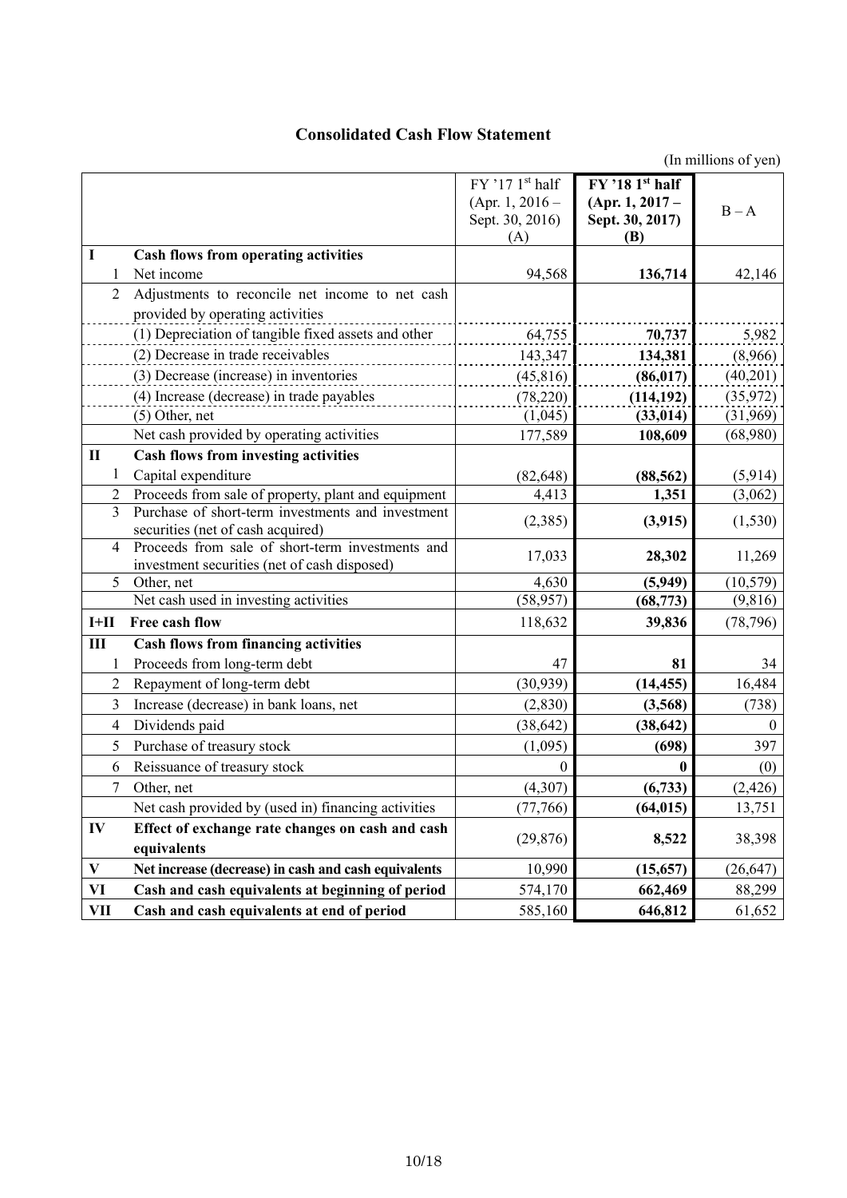# Consolidated Cash Flow Statement

(In millions of yen)

| | | FY '17 1st half (Apr. 1, 2016 – Sept. 30, 2016) (A) | **FY '18 1st half (Apr. 1, 2017 – Sept. 30, 2017) (B)** | B – A |
|---|---|---|---|---|
| **I** | **Cash flows from operating activities** | | | |
| 1 | Net income | 94,568 | **136,714** | 42,146 |
| 2 | Adjustments to reconcile net income to net cash provided by operating activities | | | |
| | (1) Depreciation of tangible fixed assets and other | 64,755 | **70,737** | 5,982 |
| | (2) Decrease in trade receivables | 143,347 | **134,381** | (8,966) |
| | (3) Decrease (increase) in inventories | (45,816) | **(86,017)** | (40,201) |
| | (4) Increase (decrease) in trade payables | (78,220) | **(114,192)** | (35,972) |
| | (5) Other, net | (1,045) | **(33,014)** | (31,969) |
| | Net cash provided by operating activities | 177,589 | **108,609** | (68,980) |
| **II** | **Cash flows from investing activities** | | | |
| 1 | Capital expenditure | (82,648) | **(88,562)** | (5,914) |
| 2 | Proceeds from sale of property, plant and equipment | 4,413 | **1,351** | (3,062) |
| 3 | Purchase of short-term investments and investment securities (net of cash acquired) | (2,385) | **(3,915)** | (1,530) |
| 4 | Proceeds from sale of short-term investments and investment securities (net of cash disposed) | 17,033 | **28,302** | 11,269 |
| 5 | Other, net | 4,630 | **(5,949)** | (10,579) |
| | Net cash used in investing activities | (58,957) | **(68,773)** | (9,816) |
| **I+II** | **Free cash flow** | 118,632 | **39,836** | (78,796) |
| **III** | **Cash flows from financing activities** | | | |
| 1 | Proceeds from long-term debt | 47 | **81** | 34 |
| 2 | Repayment of long-term debt | (30,939) | **(14,455)** | 16,484 |
| 3 | Increase (decrease) in bank loans, net | (2,830) | **(3,568)** | (738) |
| 4 | Dividends paid | (38,642) | **(38,642)** | 0 |
| 5 | Purchase of treasury stock | (1,095) | **(698)** | 397 |
| 6 | Reissuance of treasury stock | 0 | **0** | (0) |
| 7 | Other, net | (4,307) | **(6,733)** | (2,426) |
| | Net cash provided by (used in) financing activities | (77,766) | **(64,015)** | 13,751 |
| **IV** | **Effect of exchange rate changes on cash and cash equivalents** | (29,876) | **8,522** | 38,398 |
| **V** | **Net increase (decrease) in cash and cash equivalents** | 10,990 | **(15,657)** | (26,647) |
| **VI** | **Cash and cash equivalents at beginning of period** | 574,170 | **662,469** | 88,299 |
| **VII** | **Cash and cash equivalents at end of period** | 585,160 | **646,812** | 61,652 |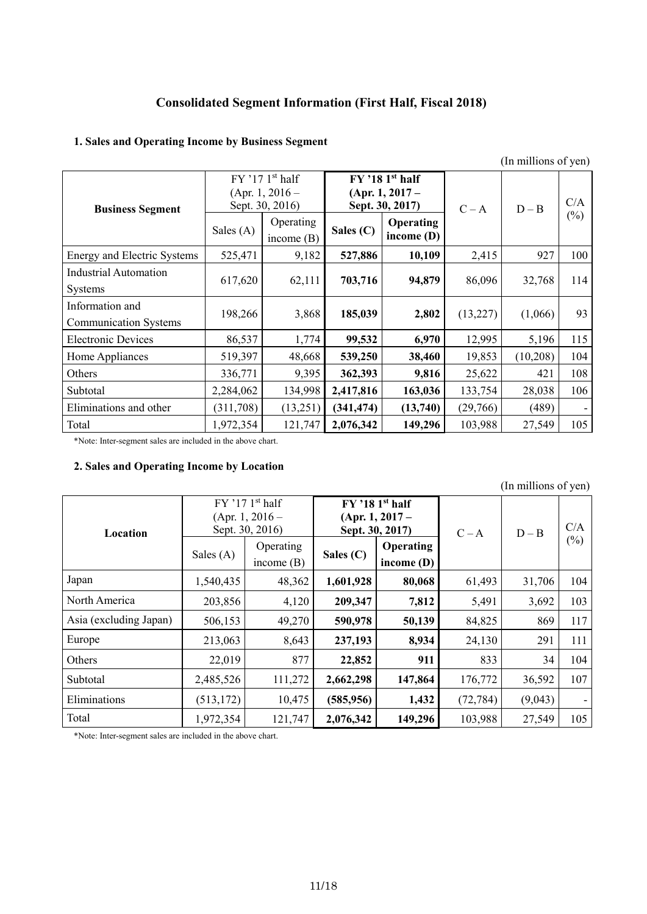## Consolidated Segment Information (First Half, Fiscal 2018)

### 1. Sales and Operating Income by Business Segment

(In millions of yen)

| Business Segment | FY '17 1st half (Apr. 1, 2016 – Sept. 30, 2016) | | **FY '18 1st half (Apr. 1, 2017 – Sept. 30, 2017)** | | C – A | D – B | C/A (%) |
|---|---|---|---|---|---|---|---|
| | Sales (A) | Operating income (B) | **Sales (C)** | **Operating income (D)** | | | |
| Energy and Electric Systems | 525,471 | 9,182 | **527,886** | **10,109** | 2,415 | 927 | 100 |
| Industrial Automation Systems | 617,620 | 62,111 | **703,716** | **94,879** | 86,096 | 32,768 | 114 |
| Information and Communication Systems | 198,266 | 3,868 | **185,039** | **2,802** | (13,227) | (1,066) | 93 |
| Electronic Devices | 86,537 | 1,774 | **99,532** | **6,970** | 12,995 | 5,196 | 115 |
| Home Appliances | 519,397 | 48,668 | **539,250** | **38,460** | 19,853 | (10,208) | 104 |
| Others | 336,771 | 9,395 | **362,393** | **9,816** | 25,622 | 421 | 108 |
| Subtotal | 2,284,062 | 134,998 | **2,417,816** | **163,036** | 133,754 | 28,038 | 106 |
| Eliminations and other | (311,708) | (13,251) | **(341,474)** | **(13,740)** | (29,766) | (489) | - |
| Total | 1,972,354 | 121,747 | **2,076,342** | **149,296** | 103,988 | 27,549 | 105 |

*Note: Inter-segment sales are included in the above chart.

### 2. Sales and Operating Income by Location

(In millions of yen)

| Location | FY '17 1st half (Apr. 1, 2016 – Sept. 30, 2016) | | **FY '18 1st half (Apr. 1, 2017 – Sept. 30, 2017)** | | C – A | D – B | C/A (%) |
|---|---|---|---|---|---|---|---|
| | Sales (A) | Operating income (B) | **Sales (C)** | **Operating income (D)** | | | |
| Japan | 1,540,435 | 48,362 | **1,601,928** | **80,068** | 61,493 | 31,706 | 104 |
| North America | 203,856 | 4,120 | **209,347** | **7,812** | 5,491 | 3,692 | 103 |
| Asia (excluding Japan) | 506,153 | 49,270 | **590,978** | **50,139** | 84,825 | 869 | 117 |
| Europe | 213,063 | 8,643 | **237,193** | **8,934** | 24,130 | 291 | 111 |
| Others | 22,019 | 877 | **22,852** | **911** | 833 | 34 | 104 |
| Subtotal | 2,485,526 | 111,272 | **2,662,298** | **147,864** | 176,772 | 36,592 | 107 |
| Eliminations | (513,172) | 10,475 | **(585,956)** | **1,432** | (72,784) | (9,043) | - |
| Total | 1,972,354 | 121,747 | **2,076,342** | **149,296** | 103,988 | 27,549 | 105 |

*Note: Inter-segment sales are included in the above chart.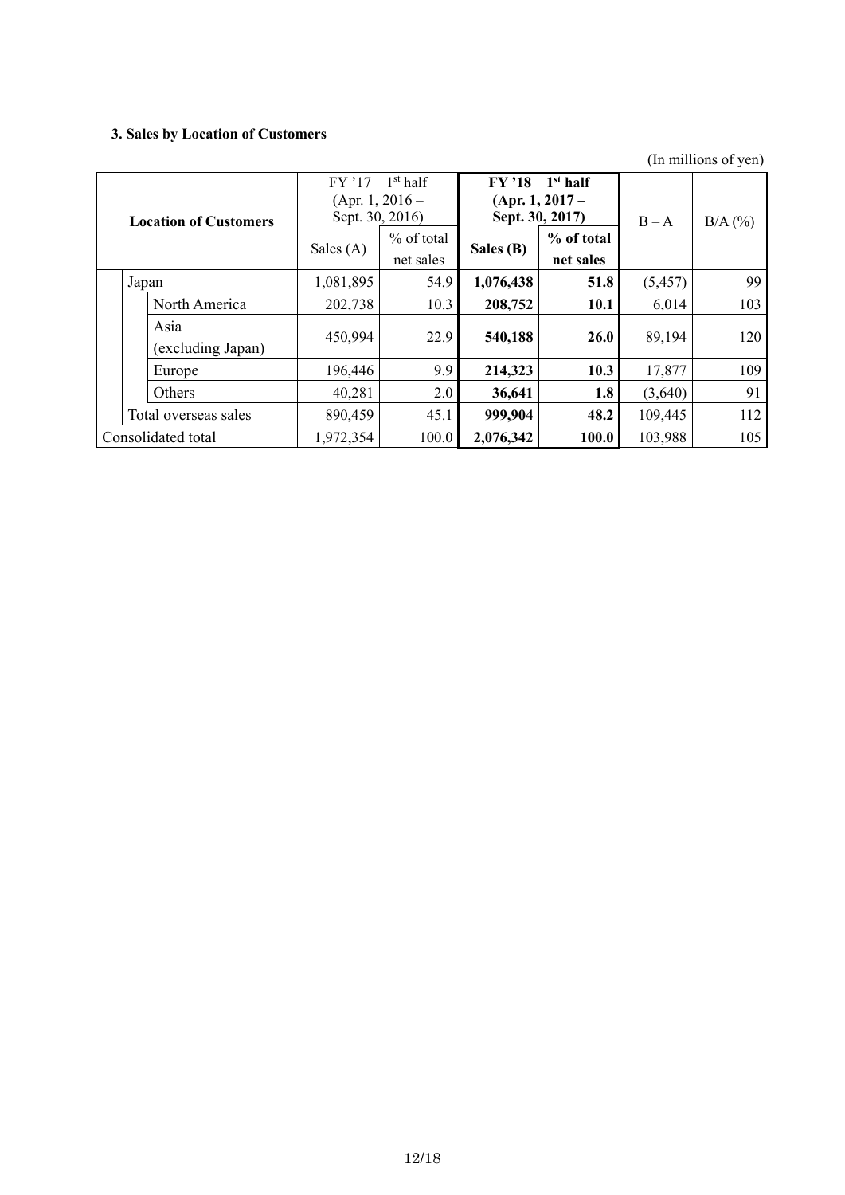### 3. Sales by Location of Customers

(In millions of yen)

| Location of Customers | FY '17 1st half (Apr. 1, 2016 – Sept. 30, 2016) | | **FY '18 1st half (Apr. 1, 2017 – Sept. 30, 2017)** | | B – A | B/A (%) |
|---|---|---|---|---|---|---|
| | Sales (A) | % of total net sales | **Sales (B)** | **% of total net sales** | | |
| Japan | 1,081,895 | 54.9 | **1,076,438** | **51.8** | (5,457) | 99 |
| North America | 202,738 | 10.3 | **208,752** | **10.1** | 6,014 | 103 |
| Asia (excluding Japan) | 450,994 | 22.9 | **540,188** | **26.0** | 89,194 | 120 |
| Europe | 196,446 | 9.9 | **214,323** | **10.3** | 17,877 | 109 |
| Others | 40,281 | 2.0 | **36,641** | **1.8** | (3,640) | 91 |
| Total overseas sales | 890,459 | 45.1 | **999,904** | **48.2** | 109,445 | 112 |
| Consolidated total | 1,972,354 | 100.0 | **2,076,342** | **100.0** | 103,988 | 105 |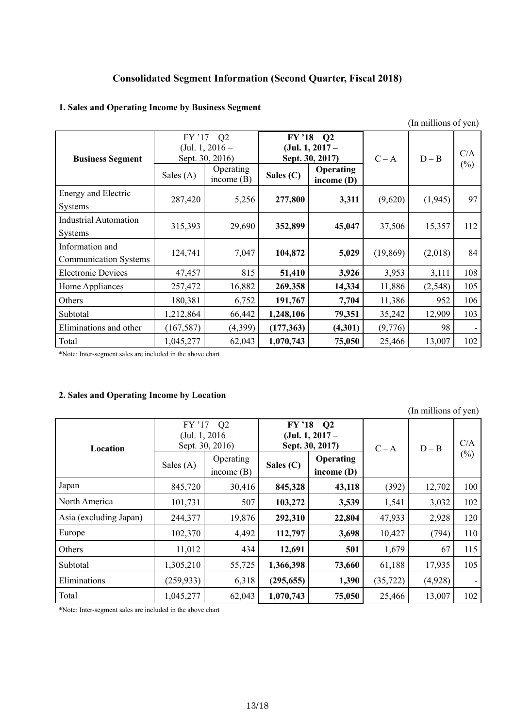# Consolidated Segment Information (Second Quarter, Fiscal 2018)

## 1. Sales and Operating Income by Business Segment

(In millions of yen)

| Business Segment | FY '17 Q2 (Jul. 1, 2016 – Sept. 30, 2016) | | **FY '18 Q2 (Jul. 1, 2017 – Sept. 30, 2017)** | | C – A | D – B | C/A (%) |
|---|---|---|---|---|---|---|---|
| | Sales (A) | Operating income (B) | **Sales (C)** | **Operating income (D)** | | | |
| Energy and Electric Systems | 287,420 | 5,256 | **277,800** | **3,311** | (9,620) | (1,945) | 97 |
| Industrial Automation Systems | 315,393 | 29,690 | **352,899** | **45,047** | 37,506 | 15,357 | 112 |
| Information and Communication Systems | 124,741 | 7,047 | **104,872** | **5,029** | (19,869) | (2,018) | 84 |
| Electronic Devices | 47,457 | 815 | **51,410** | **3,926** | 3,953 | 3,111 | 108 |
| Home Appliances | 257,472 | 16,882 | **269,358** | **14,334** | 11,886 | (2,548) | 105 |
| Others | 180,381 | 6,752 | **191,767** | **7,704** | 11,386 | 952 | 106 |
| Subtotal | 1,212,864 | 66,442 | **1,248,106** | **79,351** | 35,242 | 12,909 | 103 |
| Eliminations and other | (167,587) | (4,399) | **(177,363)** | **(4,301)** | (9,776) | 98 | - |
| Total | 1,045,277 | 62,043 | **1,070,743** | **75,050** | 25,466 | 13,007 | 102 |

*Note: Inter-segment sales are included in the above chart.

## 2. Sales and Operating Income by Location

(In millions of yen)

| Location | FY '17 Q2 (Jul. 1, 2016 – Sept. 30, 2016) | | **FY '18 Q2 (Jul. 1, 2017 – Sept. 30, 2017)** | | C – A | D – B | C/A (%) |
|---|---|---|---|---|---|---|---|
| | Sales (A) | Operating income (B) | **Sales (C)** | **Operating income (D)** | | | |
| Japan | 845,720 | 30,416 | **845,328** | **43,118** | (392) | 12,702 | 100 |
| North America | 101,731 | 507 | **103,272** | **3,539** | 1,541 | 3,032 | 102 |
| Asia (excluding Japan) | 244,377 | 19,876 | **292,310** | **22,804** | 47,933 | 2,928 | 120 |
| Europe | 102,370 | 4,492 | **112,797** | **3,698** | 10,427 | (794) | 110 |
| Others | 11,012 | 434 | **12,691** | **501** | 1,679 | 67 | 115 |
| Subtotal | 1,305,210 | 55,725 | **1,366,398** | **73,660** | 61,188 | 17,935 | 105 |
| Eliminations | (259,933) | 6,318 | **(295,655)** | **1,390** | (35,722) | (4,928) | - |
| Total | 1,045,277 | 62,043 | **1,070,743** | **75,050** | 25,466 | 13,007 | 102 |

*Note: Inter-segment sales are included in the above chart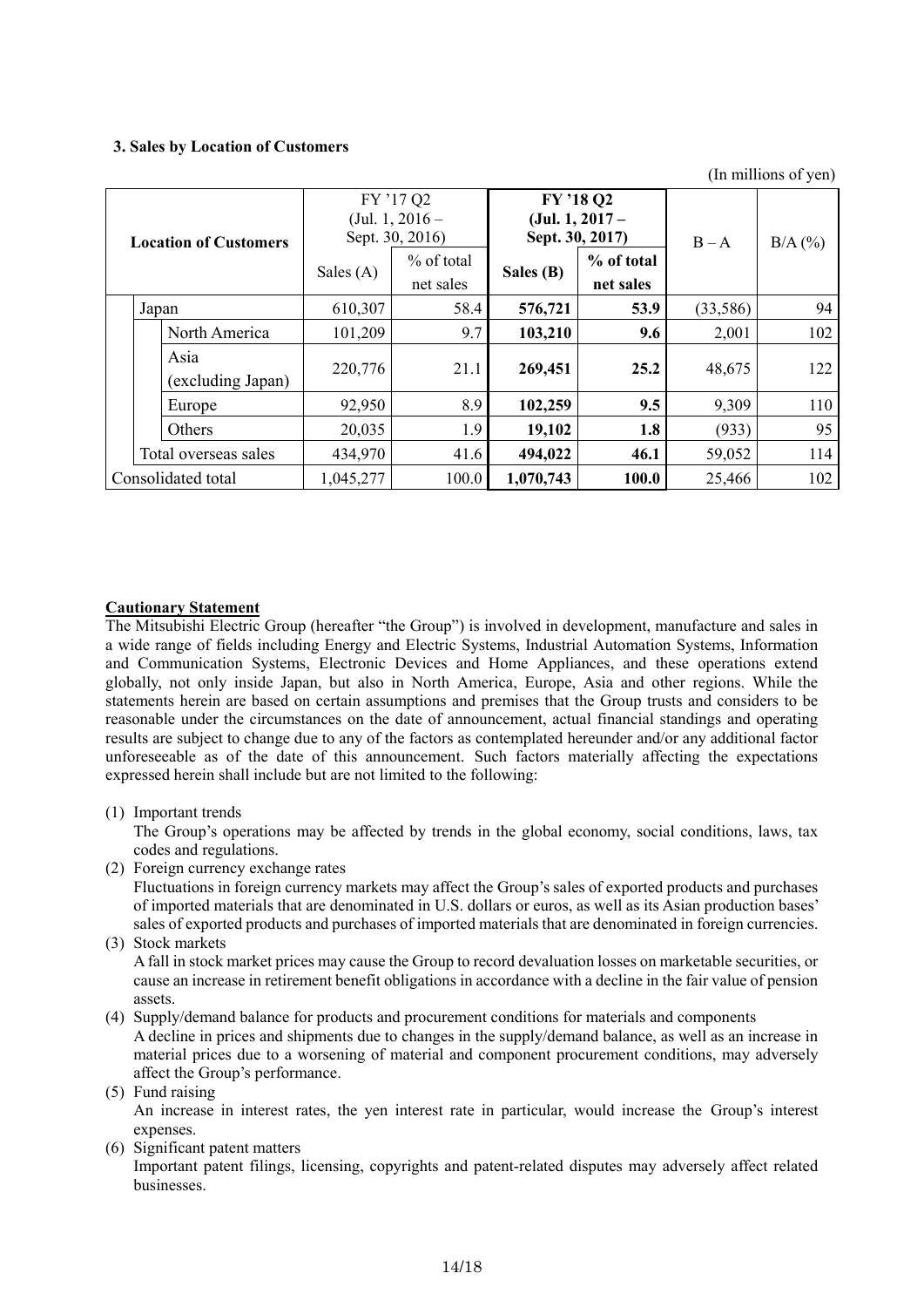### 3. Sales by Location of Customers

(In millions of yen)

| Location of Customers | FY '17 Q2 (Jul. 1, 2016 – Sept. 30, 2016) | | **FY '18 Q2 (Jul. 1, 2017 – Sept. 30, 2017)** | | B – A | B/A (%) |
|---|---|---|---|---|---|---|
| | Sales (A) | % of total net sales | **Sales (B)** | **% of total net sales** | | |
| Japan | 610,307 | 58.4 | **576,721** | **53.9** | (33,586) | 94 |
| North America | 101,209 | 9.7 | **103,210** | **9.6** | 2,001 | 102 |
| Asia (excluding Japan) | 220,776 | 21.1 | **269,451** | **25.2** | 48,675 | 122 |
| Europe | 92,950 | 8.9 | **102,259** | **9.5** | 9,309 | 110 |
| Others | 20,035 | 1.9 | **19,102** | **1.8** | (933) | 95 |
| Total overseas sales | 434,970 | 41.6 | **494,022** | **46.1** | 59,052 | 114 |
| Consolidated total | 1,045,277 | 100.0 | **1,070,743** | **100.0** | 25,466 | 102 |

**Cautionary Statement**

The Mitsubishi Electric Group (hereafter "the Group") is involved in development, manufacture and sales in a wide range of fields including Energy and Electric Systems, Industrial Automation Systems, Information and Communication Systems, Electronic Devices and Home Appliances, and these operations extend globally, not only inside Japan, but also in North America, Europe, Asia and other regions. While the statements herein are based on certain assumptions and premises that the Group trusts and considers to be reasonable under the circumstances on the date of announcement, actual financial standings and operating results are subject to change due to any of the factors as contemplated hereunder and/or any additional factor unforeseeable as of the date of this announcement. Such factors materially affecting the expectations expressed herein shall include but are not limited to the following:

(1) Important trends
The Group's operations may be affected by trends in the global economy, social conditions, laws, tax codes and regulations.

(2) Foreign currency exchange rates
Fluctuations in foreign currency markets may affect the Group's sales of exported products and purchases of imported materials that are denominated in U.S. dollars or euros, as well as its Asian production bases' sales of exported products and purchases of imported materials that are denominated in foreign currencies.

(3) Stock markets
A fall in stock market prices may cause the Group to record devaluation losses on marketable securities, or cause an increase in retirement benefit obligations in accordance with a decline in the fair value of pension assets.

(4) Supply/demand balance for products and procurement conditions for materials and components
A decline in prices and shipments due to changes in the supply/demand balance, as well as an increase in material prices due to a worsening of material and component procurement conditions, may adversely affect the Group's performance.

(5) Fund raising
An increase in interest rates, the yen interest rate in particular, would increase the Group's interest expenses.

(6) Significant patent matters
Important patent filings, licensing, copyrights and patent-related disputes may adversely affect related businesses.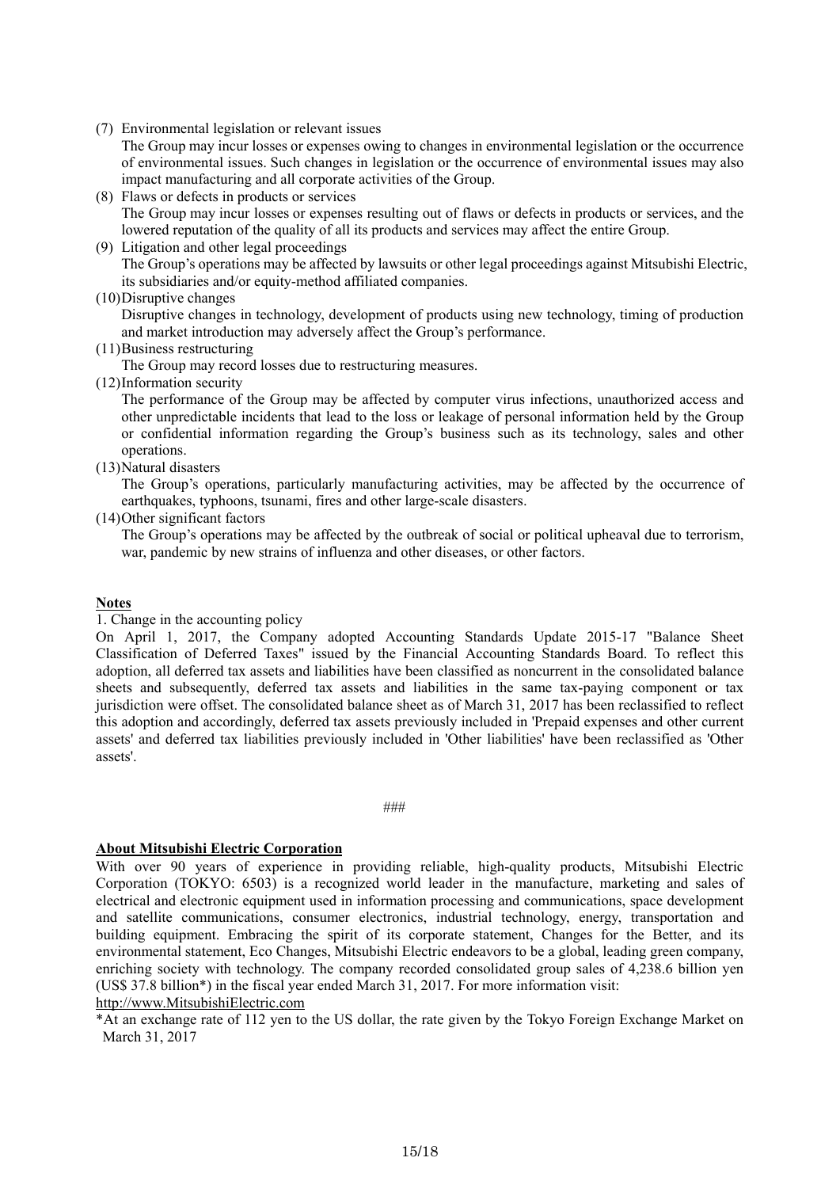(7) Environmental legislation or relevant issues

The Group may incur losses or expenses owing to changes in environmental legislation or the occurrence of environmental issues. Such changes in legislation or the occurrence of environmental issues may also impact manufacturing and all corporate activities of the Group.

(8) Flaws or defects in products or services

The Group may incur losses or expenses resulting out of flaws or defects in products or services, and the lowered reputation of the quality of all its products and services may affect the entire Group.

(9) Litigation and other legal proceedings

The Group's operations may be affected by lawsuits or other legal proceedings against Mitsubishi Electric, its subsidiaries and/or equity-method affiliated companies.

(10) Disruptive changes

Disruptive changes in technology, development of products using new technology, timing of production and market introduction may adversely affect the Group's performance.

(11) Business restructuring

The Group may record losses due to restructuring measures.

(12) Information security

The performance of the Group may be affected by computer virus infections, unauthorized access and other unpredictable incidents that lead to the loss or leakage of personal information held by the Group or confidential information regarding the Group's business such as its technology, sales and other operations.

(13) Natural disasters

The Group's operations, particularly manufacturing activities, may be affected by the occurrence of earthquakes, typhoons, tsunami, fires and other large-scale disasters.

(14) Other significant factors

The Group's operations may be affected by the outbreak of social or political upheaval due to terrorism, war, pandemic by new strains of influenza and other diseases, or other factors.

**Notes**

1. Change in the accounting policy

On April 1, 2017, the Company adopted Accounting Standards Update 2015-17 "Balance Sheet Classification of Deferred Taxes" issued by the Financial Accounting Standards Board. To reflect this adoption, all deferred tax assets and liabilities have been classified as noncurrent in the consolidated balance sheets and subsequently, deferred tax assets and liabilities in the same tax-paying component or tax jurisdiction were offset. The consolidated balance sheet as of March 31, 2017 has been reclassified to reflect this adoption and accordingly, deferred tax assets previously included in 'Prepaid expenses and other current assets' and deferred tax liabilities previously included in 'Other liabilities' have been reclassified as 'Other assets'.

###

**About Mitsubishi Electric Corporation**

With over 90 years of experience in providing reliable, high-quality products, Mitsubishi Electric Corporation (TOKYO: 6503) is a recognized world leader in the manufacture, marketing and sales of electrical and electronic equipment used in information processing and communications, space development and satellite communications, consumer electronics, industrial technology, energy, transportation and building equipment. Embracing the spirit of its corporate statement, Changes for the Better, and its environmental statement, Eco Changes, Mitsubishi Electric endeavors to be a global, leading green company, enriching society with technology. The company recorded consolidated group sales of 4,238.6 billion yen (US$ 37.8 billion*) in the fiscal year ended March 31, 2017. For more information visit:
http://www.MitsubishiElectric.com

*At an exchange rate of 112 yen to the US dollar, the rate given by the Tokyo Foreign Exchange Market on March 31, 2017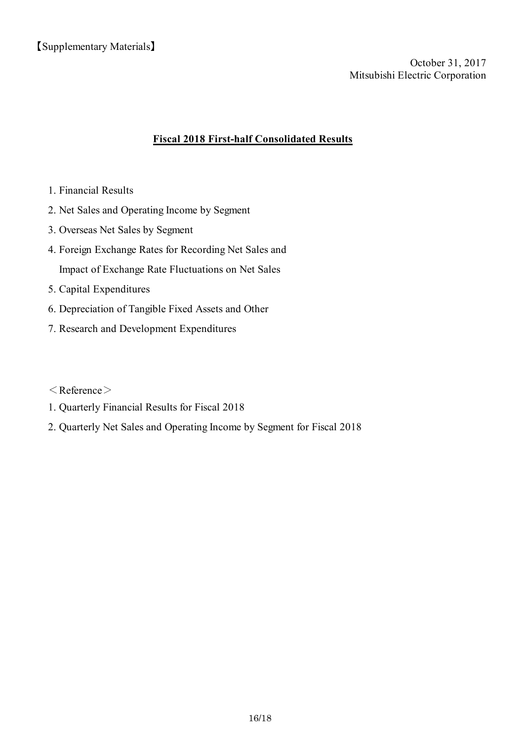【Supplementary Materials】

October 31, 2017
Mitsubishi Electric Corporation

## Fiscal 2018 First-half Consolidated Results

1. Financial Results
2. Net Sales and Operating Income by Segment
3. Overseas Net Sales by Segment
4. Foreign Exchange Rates for Recording Net Sales and
   Impact of Exchange Rate Fluctuations on Net Sales
5. Capital Expenditures
6. Depreciation of Tangible Fixed Assets and Other
7. Research and Development Expenditures

＜Reference＞

1. Quarterly Financial Results for Fiscal 2018
2. Quarterly Net Sales and Operating Income by Segment for Fiscal 2018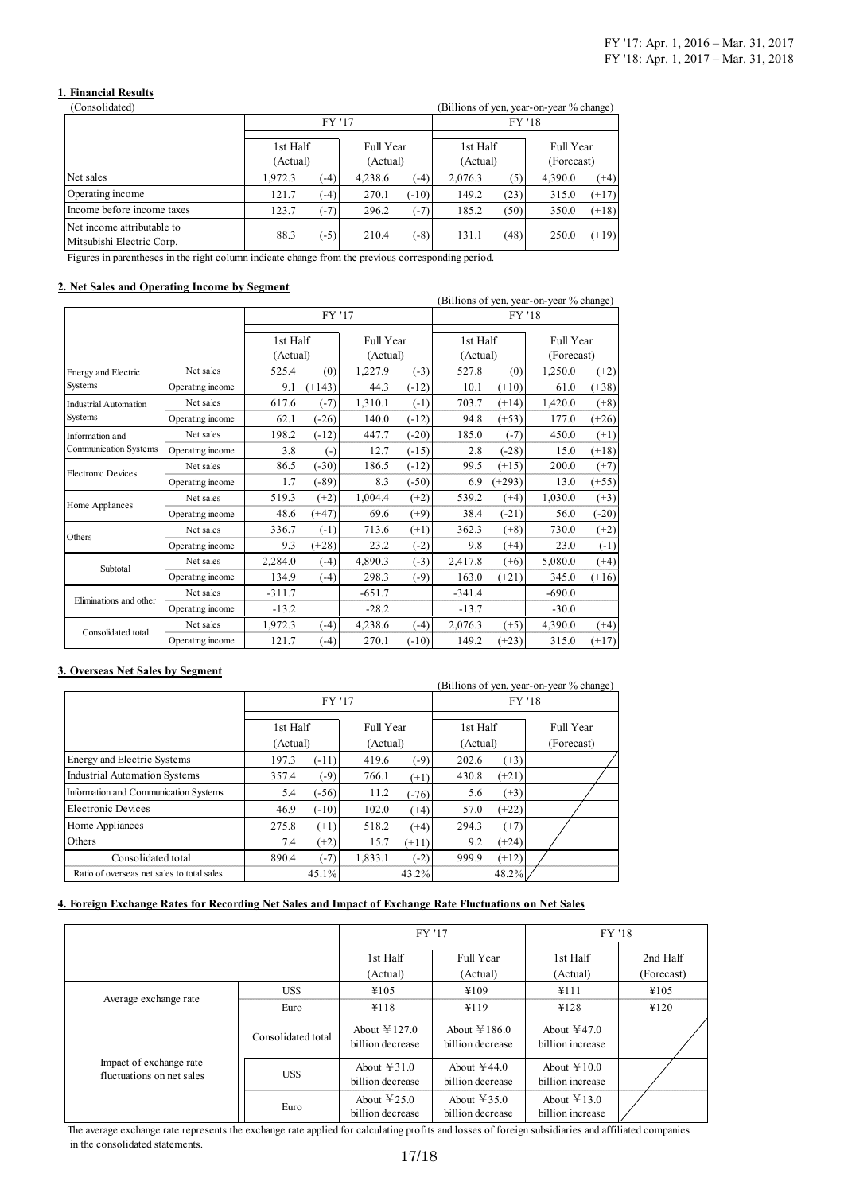FY '17: Apr. 1, 2016 – Mar. 31, 2017
FY '18: Apr. 1, 2017 – Mar. 31, 2018

## 1. Financial Results

(Consolidated) (Billions of yen, year-on-year % change)

| | FY '17 | | | | FY '18 | | | |
|---|---|---|---|---|---|---|---|---|
| | 1st Half (Actual) | | Full Year (Actual) | | 1st Half (Actual) | | Full Year (Forecast) | |
| Net sales | 1,972.3 | (-4) | 4,238.6 | (-4) | 2,076.3 | (5) | 4,390.0 | (+4) |
| Operating income | 121.7 | (-4) | 270.1 | (-10) | 149.2 | (23) | 315.0 | (+17) |
| Income before income taxes | 123.7 | (-7) | 296.2 | (-7) | 185.2 | (50) | 350.0 | (+18) |
| Net income attributable to Mitsubishi Electric Corp. | 88.3 | (-5) | 210.4 | (-8) | 131.1 | (48) | 250.0 | (+19) |

Figures in parentheses in the right column indicate change from the previous corresponding period.

## 2. Net Sales and Operating Income by Segment

(Billions of yen, year-on-year % change)

| | | FY '17 | | | | FY '18 | | | |
|---|---|---|---|---|---|---|---|---|---|
| | | 1st Half (Actual) | | Full Year (Actual) | | 1st Half (Actual) | | Full Year (Forecast) | |
| Energy and Electric Systems | Net sales | 525.4 | (0) | 1,227.9 | (-3) | 527.8 | (0) | 1,250.0 | (+2) |
| | Operating income | 9.1 | (+143) | 44.3 | (-12) | 10.1 | (+10) | 61.0 | (+38) |
| Industrial Automation Systems | Net sales | 617.6 | (-7) | 1,310.1 | (-1) | 703.7 | (+14) | 1,420.0 | (+8) |
| | Operating income | 62.1 | (-26) | 140.0 | (-12) | 94.8 | (+53) | 177.0 | (+26) |
| Information and Communication Systems | Net sales | 198.2 | (-12) | 447.7 | (-20) | 185.0 | (-7) | 450.0 | (+1) |
| | Operating income | 3.8 | (-) | 12.7 | (-15) | 2.8 | (-28) | 15.0 | (+18) |
| Electronic Devices | Net sales | 86.5 | (-30) | 186.5 | (-12) | 99.5 | (+15) | 200.0 | (+7) |
| | Operating income | 1.7 | (-89) | 8.3 | (-50) | 6.9 | (+293) | 13.0 | (+55) |
| Home Appliances | Net sales | 519.3 | (+2) | 1,004.4 | (+2) | 539.2 | (+4) | 1,030.0 | (+3) |
| | Operating income | 48.6 | (+47) | 69.6 | (+9) | 38.4 | (-21) | 56.0 | (-20) |
| Others | Net sales | 336.7 | (-1) | 713.6 | (+1) | 362.3 | (+8) | 730.0 | (+2) |
| | Operating income | 9.3 | (+28) | 23.2 | (-2) | 9.8 | (+4) | 23.0 | (-1) |
| Subtotal | Net sales | 2,284.0 | (-4) | 4,890.3 | (-3) | 2,417.8 | (+6) | 5,080.0 | (+4) |
| | Operating income | 134.9 | (-4) | 298.3 | (-9) | 163.0 | (+21) | 345.0 | (+16) |
| Eliminations and other | Net sales | -311.7 | | -651.7 | | -341.4 | | -690.0 | |
| | Operating income | -13.2 | | -28.2 | | -13.7 | | -30.0 | |
| Consolidated total | Net sales | 1,972.3 | (-4) | 4,238.6 | (-4) | 2,076.3 | (+5) | 4,390.0 | (+4) |
| | Operating income | 121.7 | (-4) | 270.1 | (-10) | 149.2 | (+23) | 315.0 | (+17) |

## 3. Overseas Net Sales by Segment

(Billions of yen, year-on-year % change)

| | FY '17 | | | | FY '18 | | |
|---|---|---|---|---|---|---|---|
| | 1st Half (Actual) | | Full Year (Actual) | | 1st Half (Actual) | | Full Year (Forecast) |
| Energy and Electric Systems | 197.3 | (-11) | 419.6 | (-9) | 202.6 | (+3) | |
| Industrial Automation Systems | 357.4 | (-9) | 766.1 | (+1) | 430.8 | (+21) | |
| Information and Communication Systems | 5.4 | (-56) | 11.2 | (-76) | 5.6 | (+3) | |
| Electronic Devices | 46.9 | (-10) | 102.0 | (+4) | 57.0 | (+22) | |
| Home Appliances | 275.8 | (+1) | 518.2 | (+4) | 294.3 | (+7) | |
| Others | 7.4 | (+2) | 15.7 | (+11) | 9.2 | (+24) | |
| Consolidated total | 890.4 | (-7) | 1,833.1 | (-2) | 999.9 | (+12) | |
| Ratio of overseas net sales to total sales | 45.1% | | 43.2% | | 48.2% | | |

## 4. Foreign Exchange Rates for Recording Net Sales and Impact of Exchange Rate Fluctuations on Net Sales

| | | FY '17 | | FY '18 | |
|---|---|---|---|---|---|
| | | 1st Half (Actual) | Full Year (Actual) | 1st Half (Actual) | 2nd Half (Forecast) |
| Average exchange rate | US$ | ¥105 | ¥109 | ¥111 | ¥105 |
| | Euro | ¥118 | ¥119 | ¥128 | ¥120 |
| Impact of exchange rate fluctuations on net sales | Consolidated total | About ¥127.0 billion decrease | About ¥186.0 billion decrease | About ¥47.0 billion increase | |
| | US$ | About ¥31.0 billion decrease | About ¥44.0 billion decrease | About ¥10.0 billion increase | |
| | Euro | About ¥25.0 billion decrease | About ¥35.0 billion decrease | About ¥13.0 billion increase | |

The average exchange rate represents the exchange rate applied for calculating profits and losses of foreign subsidiaries and affiliated companies in the consolidated statements.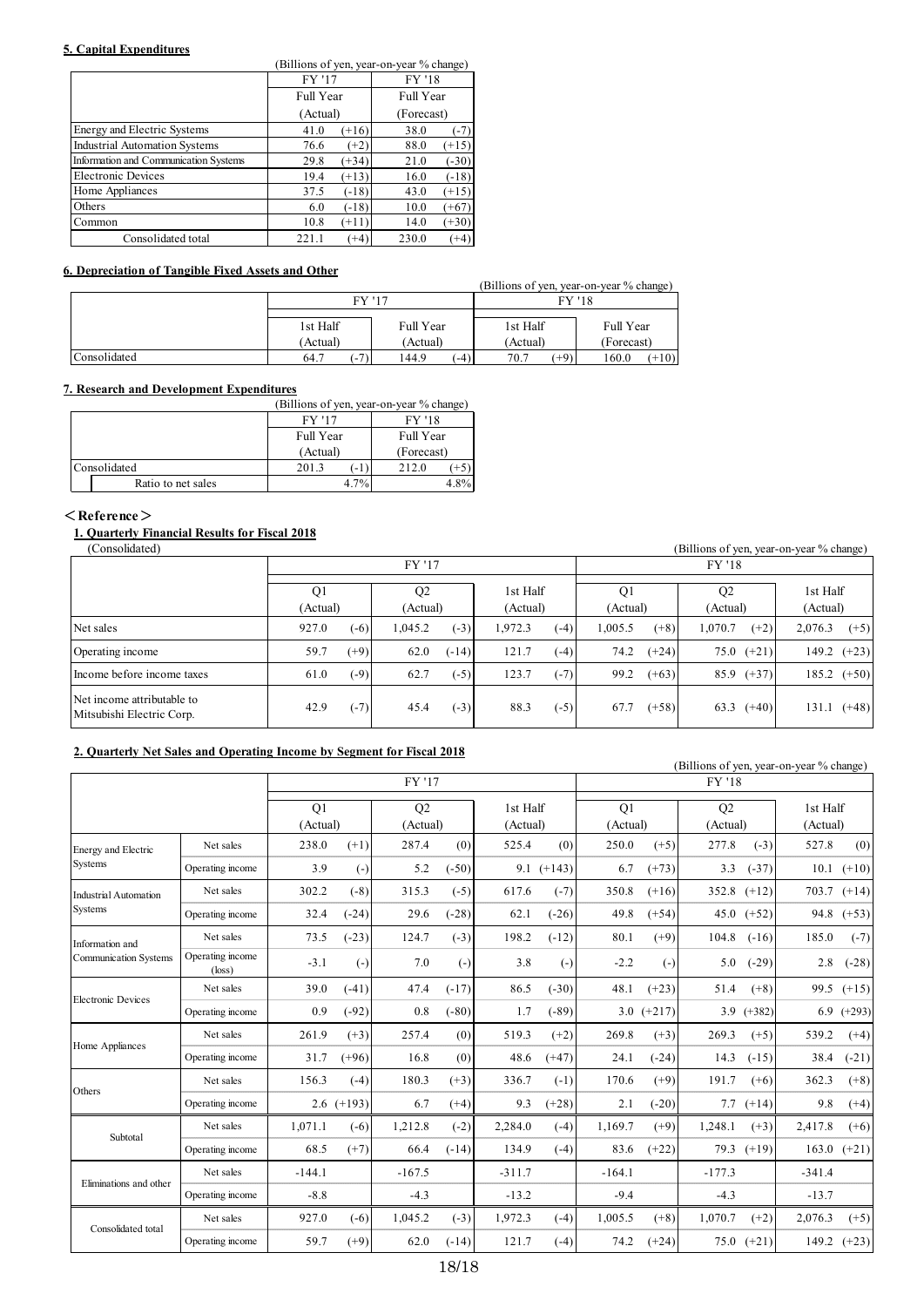#### 5. Capital Expenditures

(Billions of yen, year-on-year % change)

| | FY '17 Full Year (Actual) | | FY '18 Full Year (Forecast) | |
|---|---|---|---|---|
| Energy and Electric Systems | 41.0 | (+16) | 38.0 | (-7) |
| Industrial Automation Systems | 76.6 | (+2) | 88.0 | (+15) |
| Information and Communication Systems | 29.8 | (+34) | 21.0 | (-30) |
| Electronic Devices | 19.4 | (+13) | 16.0 | (-18) |
| Home Appliances | 37.5 | (-18) | 43.0 | (+15) |
| Others | 6.0 | (-18) | 10.0 | (+67) |
| Common | 10.8 | (+11) | 14.0 | (+30) |
| Consolidated total | 221.1 | (+4) | 230.0 | (+4) |

#### 6. Depreciation of Tangible Fixed Assets and Other

(Billions of yen, year-on-year % change)

| | FY '17 | | | | FY '18 | | | |
|---|---|---|---|---|---|---|---|---|
| | 1st Half (Actual) | | Full Year (Actual) | | 1st Half (Actual) | | Full Year (Forecast) | |
| Consolidated | 64.7 | (-7) | 144.9 | (-4) | 70.7 | (+9) | 160.0 | (+10) |

#### 7. Research and Development Expenditures

(Billions of yen, year-on-year % change)

| | FY '17 Full Year (Actual) | | FY '18 Full Year (Forecast) | |
|---|---|---|---|---|
| Consolidated | 201.3 | (-1) | 212.0 | (+5) |
| Ratio to net sales | | 4.7% | | 4.8% |

#### ＜Reference＞

#### 1. Quarterly Financial Results for Fiscal 2018

(Consolidated) (Billions of yen, year-on-year % change)

| | FY '17 | | | | | | FY '18 | | | | | |
|---|---|---|---|---|---|---|---|---|---|---|---|---|
| | Q1 (Actual) | | Q2 (Actual) | | 1st Half (Actual) | | Q1 (Actual) | | Q2 (Actual) | | 1st Half (Actual) | |
| Net sales | 927.0 | (-6) | 1,045.2 | (-3) | 1,972.3 | (-4) | 1,005.5 | (+8) | 1,070.7 | (+2) | 2,076.3 | (+5) |
| Operating income | 59.7 | (+9) | 62.0 | (-14) | 121.7 | (-4) | 74.2 | (+24) | 75.0 | (+21) | 149.2 | (+23) |
| Income before income taxes | 61.0 | (-9) | 62.7 | (-5) | 123.7 | (-7) | 99.2 | (+63) | 85.9 | (+37) | 185.2 | (+50) |
| Net income attributable to Mitsubishi Electric Corp. | 42.9 | (-7) | 45.4 | (-3) | 88.3 | (-5) | 67.7 | (+58) | 63.3 | (+40) | 131.1 | (+48) |

#### 2. Quarterly Net Sales and Operating Income by Segment for Fiscal 2018

(Billions of yen, year-on-year % change)

| | | FY '17 | | | | | | FY '18 | | | | | |
|---|---|---|---|---|---|---|---|---|---|---|---|---|---|
| | | Q1 (Actual) | | Q2 (Actual) | | 1st Half (Actual) | | Q1 (Actual) | | Q2 (Actual) | | 1st Half (Actual) | |
| Energy and Electric Systems | Net sales | 238.0 | (+1) | 287.4 | (0) | 525.4 | (0) | 250.0 | (+5) | 277.8 | (-3) | 527.8 | (0) |
| | Operating income | 3.9 | (-) | 5.2 | (-50) | 9.1 | (+143) | 6.7 | (+73) | 3.3 | (-37) | 10.1 | (+10) |
| Industrial Automation Systems | Net sales | 302.2 | (-8) | 315.3 | (-5) | 617.6 | (-7) | 350.8 | (+16) | 352.8 | (+12) | 703.7 | (+14) |
| | Operating income | 32.4 | (-24) | 29.6 | (-28) | 62.1 | (-26) | 49.8 | (+54) | 45.0 | (+52) | 94.8 | (+53) |
| Information and Communication Systems | Net sales | 73.5 | (-23) | 124.7 | (-3) | 198.2 | (-12) | 80.1 | (+9) | 104.8 | (-16) | 185.0 | (-7) |
| | Operating income (loss) | -3.1 | (-) | 7.0 | (-) | 3.8 | (-) | -2.2 | (-) | 5.0 | (-29) | 2.8 | (-28) |
| Electronic Devices | Net sales | 39.0 | (-41) | 47.4 | (-17) | 86.5 | (-30) | 48.1 | (+23) | 51.4 | (+8) | 99.5 | (+15) |
| | Operating income | 0.9 | (-92) | 0.8 | (-80) | 1.7 | (-89) | 3.0 | (+217) | 3.9 | (+382) | 6.9 | (+293) |
| Home Appliances | Net sales | 261.9 | (+3) | 257.4 | (0) | 519.3 | (+2) | 269.8 | (+3) | 269.3 | (+5) | 539.2 | (+4) |
| | Operating income | 31.7 | (+96) | 16.8 | (0) | 48.6 | (+47) | 24.1 | (-24) | 14.3 | (-15) | 38.4 | (-21) |
| Others | Net sales | 156.3 | (-4) | 180.3 | (+3) | 336.7 | (-1) | 170.6 | (+9) | 191.7 | (+6) | 362.3 | (+8) |
| | Operating income | 2.6 | (+193) | 6.7 | (+4) | 9.3 | (+28) | 2.1 | (-20) | 7.7 | (+14) | 9.8 | (+4) |
| Subtotal | Net sales | 1,071.1 | (-6) | 1,212.8 | (-2) | 2,284.0 | (-4) | 1,169.7 | (+9) | 1,248.1 | (+3) | 2,417.8 | (+6) |
| | Operating income | 68.5 | (+7) | 66.4 | (-14) | 134.9 | (-4) | 83.6 | (+22) | 79.3 | (+19) | 163.0 | (+21) |
| Eliminations and other | Net sales | -144.1 | | -167.5 | | -311.7 | | -164.1 | | -177.3 | | -341.4 | |
| | Operating income | -8.8 | | -4.3 | | -13.2 | | -9.4 | | -4.3 | | -13.7 | |
| Consolidated total | Net sales | 927.0 | (-6) | 1,045.2 | (-3) | 1,972.3 | (-4) | 1,005.5 | (+8) | 1,070.7 | (+2) | 2,076.3 | (+5) |
| | Operating income | 59.7 | (+9) | 62.0 | (-14) | 121.7 | (-4) | 74.2 | (+24) | 75.0 | (+21) | 149.2 | (+23) |